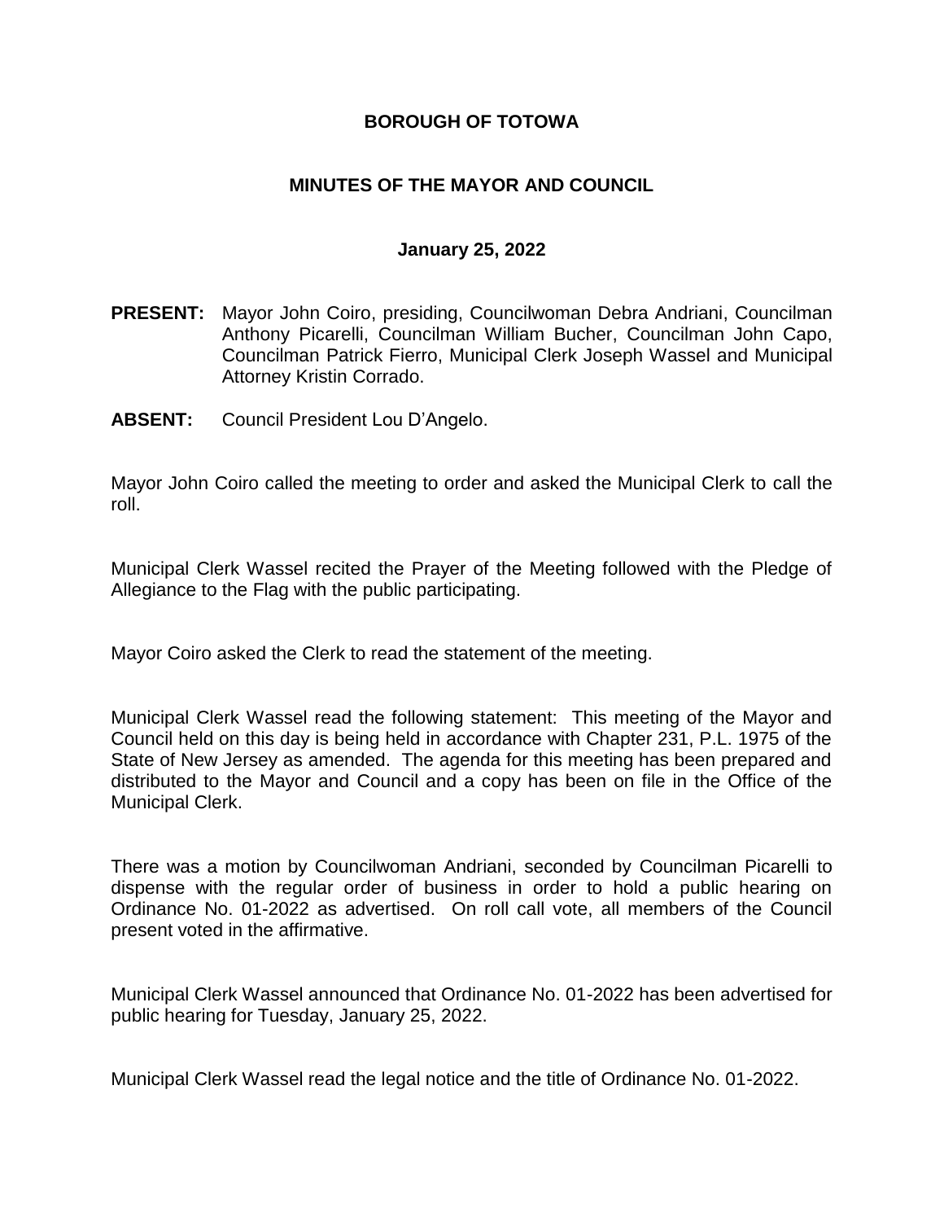# BOROUGH OF TOTOWA

## MINUTES OF THE MAYOR AND COUNCIL

### January 25, 2022

**PRESENT:** Mayor John Coiro, presiding, Councilwoman Debra Andriani, Councilman Anthony Picarelli, Councilman William Bucher, Councilman John Capo, Councilman Patrick Fierro, Municipal Clerk Joseph Wassel and Municipal Attorney Kristin Corrado.

**ABSENT:** Council President Lou D'Angelo.

Mayor John Coiro called the meeting to order and asked the Municipal Clerk to call the roll.

Municipal Clerk Wassel recited the Prayer of the Meeting followed with the Pledge of Allegiance to the Flag with the public participating.

Mayor Coiro asked the Clerk to read the statement of the meeting.

Municipal Clerk Wassel read the following statement: This meeting of the Mayor and Council held on this day is being held in accordance with Chapter 231, P.L. 1975 of the State of New Jersey as amended. The agenda for this meeting has been prepared and distributed to the Mayor and Council and a copy has been on file in the Office of the Municipal Clerk.

There was a motion by Councilwoman Andriani, seconded by Councilman Picarelli to dispense with the regular order of business in order to hold a public hearing on Ordinance No. 01-2022 as advertised. On roll call vote, all members of the Council present voted in the affirmative.

Municipal Clerk Wassel announced that Ordinance No. 01-2022 has been advertised for public hearing for Tuesday, January 25, 2022.

Municipal Clerk Wassel read the legal notice and the title of Ordinance No. 01-2022.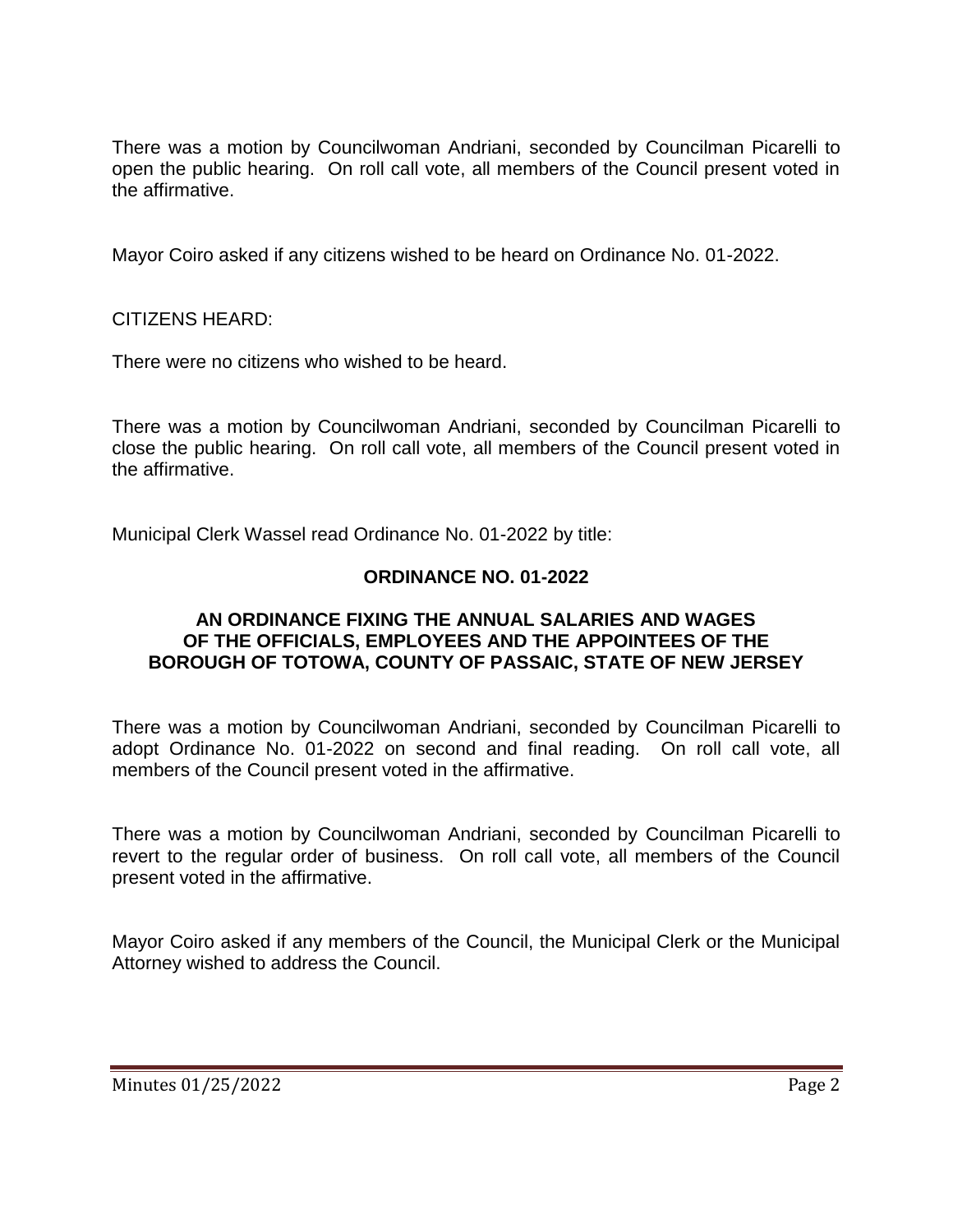There was a motion by Councilwoman Andriani, seconded by Councilman Picarelli to open the public hearing. On roll call vote, all members of the Council present voted in the affirmative.

Mayor Coiro asked if any citizens wished to be heard on Ordinance No. 01-2022.

CITIZENS HEARD:

There were no citizens who wished to be heard.

There was a motion by Councilwoman Andriani, seconded by Councilman Picarelli to close the public hearing. On roll call vote, all members of the Council present voted in the affirmative.

Municipal Clerk Wassel read Ordinance No. 01-2022 by title:

**ORDINANCE NO. 01-2022**

**AN ORDINANCE FIXING THE ANNUAL SALARIES AND WAGES OF THE OFFICIALS, EMPLOYEES AND THE APPOINTEES OF THE BOROUGH OF TOTOWA, COUNTY OF PASSAIC, STATE OF NEW JERSEY**

There was a motion by Councilwoman Andriani, seconded by Councilman Picarelli to adopt Ordinance No. 01-2022 on second and final reading. On roll call vote, all members of the Council present voted in the affirmative.

There was a motion by Councilwoman Andriani, seconded by Councilman Picarelli to revert to the regular order of business. On roll call vote, all members of the Council present voted in the affirmative.

Mayor Coiro asked if any members of the Council, the Municipal Clerk or the Municipal Attorney wished to address the Council.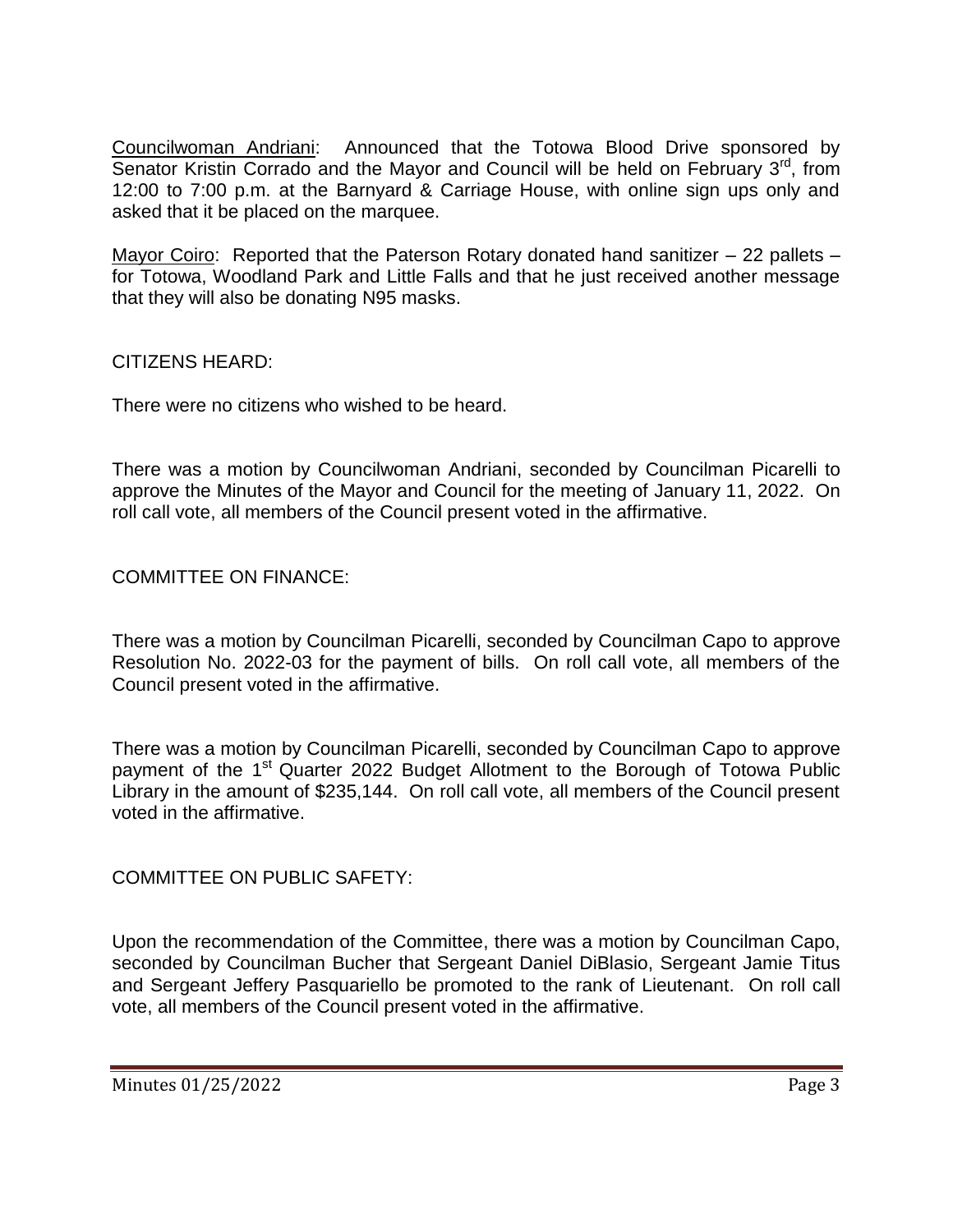Councilwoman Andriani: Announced that the Totowa Blood Drive sponsored by Senator Kristin Corrado and the Mayor and Council will be held on February 3rd, from 12:00 to 7:00 p.m. at the Barnyard & Carriage House, with online sign ups only and asked that it be placed on the marquee.

Mayor Coiro: Reported that the Paterson Rotary donated hand sanitizer – 22 pallets – for Totowa, Woodland Park and Little Falls and that he just received another message that they will also be donating N95 masks.

CITIZENS HEARD:

There were no citizens who wished to be heard.

There was a motion by Councilwoman Andriani, seconded by Councilman Picarelli to approve the Minutes of the Mayor and Council for the meeting of January 11, 2022. On roll call vote, all members of the Council present voted in the affirmative.

COMMITTEE ON FINANCE:

There was a motion by Councilman Picarelli, seconded by Councilman Capo to approve Resolution No. 2022-03 for the payment of bills. On roll call vote, all members of the Council present voted in the affirmative.

There was a motion by Councilman Picarelli, seconded by Councilman Capo to approve payment of the 1st Quarter 2022 Budget Allotment to the Borough of Totowa Public Library in the amount of $235,144. On roll call vote, all members of the Council present voted in the affirmative.

COMMITTEE ON PUBLIC SAFETY:

Upon the recommendation of the Committee, there was a motion by Councilman Capo, seconded by Councilman Bucher that Sergeant Daniel DiBlasio, Sergeant Jamie Titus and Sergeant Jeffery Pasquariello be promoted to the rank of Lieutenant. On roll call vote, all members of the Council present voted in the affirmative.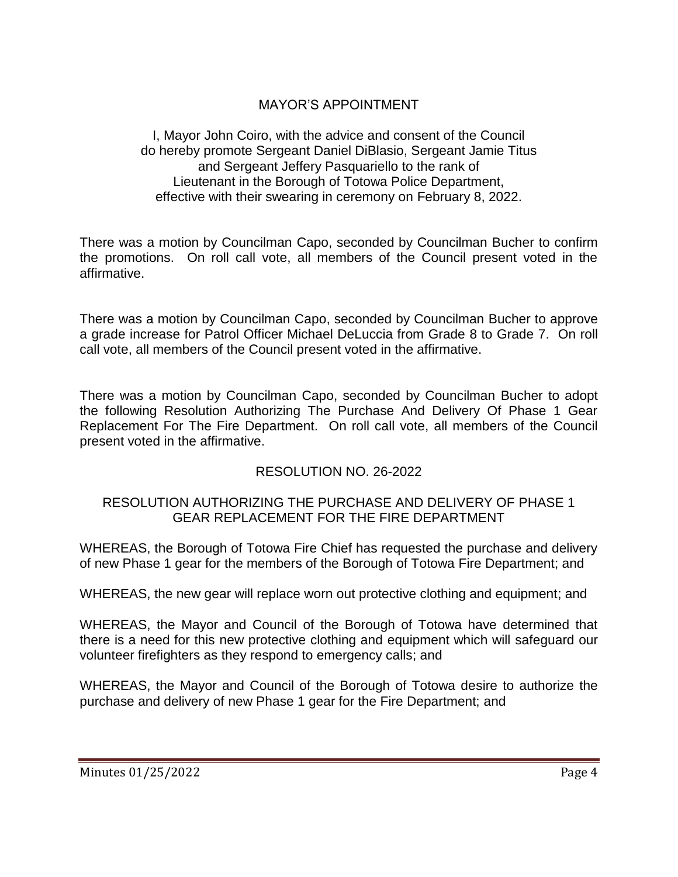## MAYOR'S APPOINTMENT

I, Mayor John Coiro, with the advice and consent of the Council do hereby promote Sergeant Daniel DiBlasio, Sergeant Jamie Titus and Sergeant Jeffery Pasquariello to the rank of Lieutenant in the Borough of Totowa Police Department, effective with their swearing in ceremony on February 8, 2022.

There was a motion by Councilman Capo, seconded by Councilman Bucher to confirm the promotions. On roll call vote, all members of the Council present voted in the affirmative.

There was a motion by Councilman Capo, seconded by Councilman Bucher to approve a grade increase for Patrol Officer Michael DeLuccia from Grade 8 to Grade 7. On roll call vote, all members of the Council present voted in the affirmative.

There was a motion by Councilman Capo, seconded by Councilman Bucher to adopt the following Resolution Authorizing The Purchase And Delivery Of Phase 1 Gear Replacement For The Fire Department. On roll call vote, all members of the Council present voted in the affirmative.

## RESOLUTION NO. 26-2022

### RESOLUTION AUTHORIZING THE PURCHASE AND DELIVERY OF PHASE 1 GEAR REPLACEMENT FOR THE FIRE DEPARTMENT

WHEREAS, the Borough of Totowa Fire Chief has requested the purchase and delivery of new Phase 1 gear for the members of the Borough of Totowa Fire Department; and

WHEREAS, the new gear will replace worn out protective clothing and equipment; and

WHEREAS, the Mayor and Council of the Borough of Totowa have determined that there is a need for this new protective clothing and equipment which will safeguard our volunteer firefighters as they respond to emergency calls; and

WHEREAS, the Mayor and Council of the Borough of Totowa desire to authorize the purchase and delivery of new Phase 1 gear for the Fire Department; and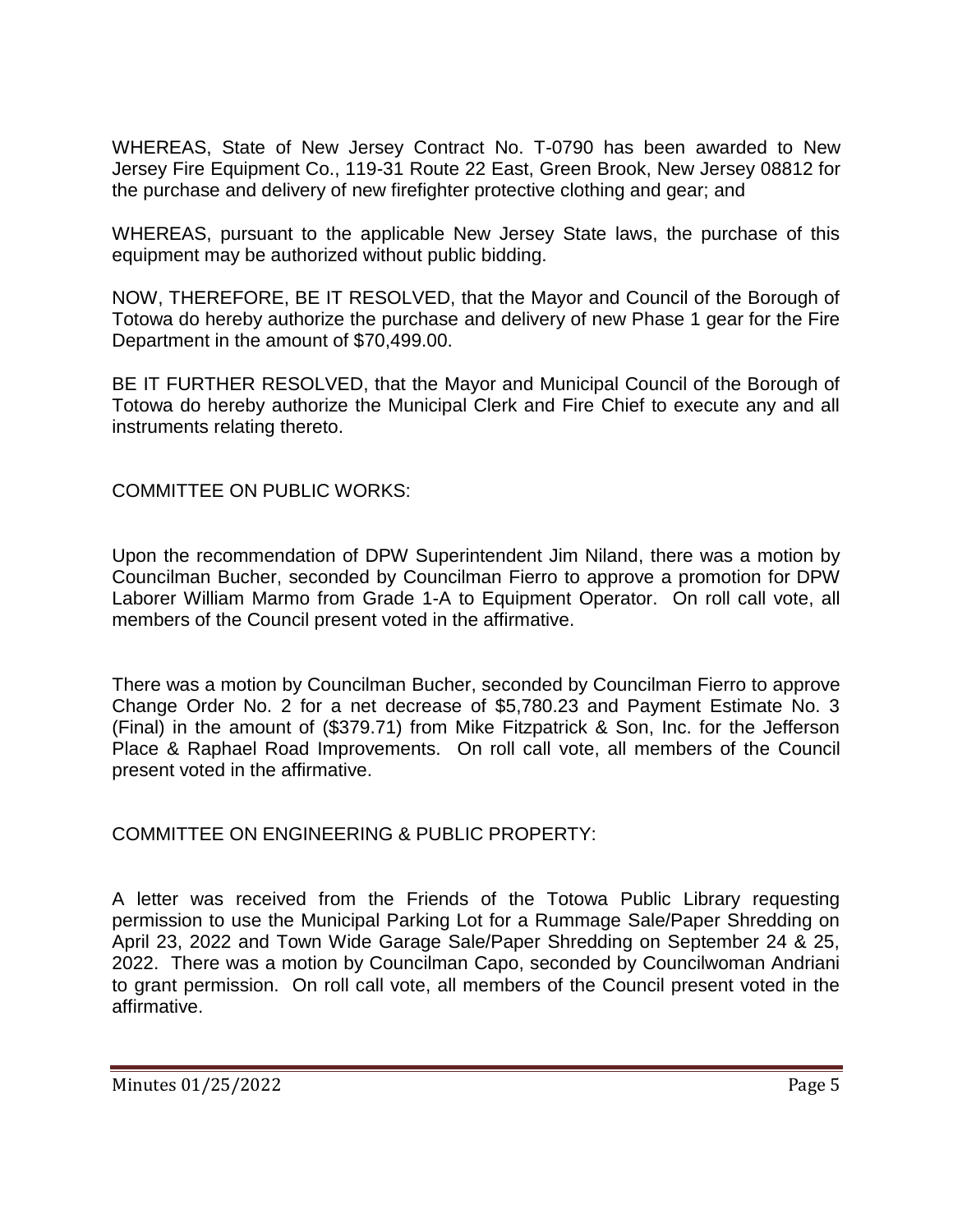WHEREAS, State of New Jersey Contract No. T-0790 has been awarded to New Jersey Fire Equipment Co., 119-31 Route 22 East, Green Brook, New Jersey 08812 for the purchase and delivery of new firefighter protective clothing and gear; and

WHEREAS, pursuant to the applicable New Jersey State laws, the purchase of this equipment may be authorized without public bidding.

NOW, THEREFORE, BE IT RESOLVED, that the Mayor and Council of the Borough of Totowa do hereby authorize the purchase and delivery of new Phase 1 gear for the Fire Department in the amount of $70,499.00.

BE IT FURTHER RESOLVED, that the Mayor and Municipal Council of the Borough of Totowa do hereby authorize the Municipal Clerk and Fire Chief to execute any and all instruments relating thereto.

COMMITTEE ON PUBLIC WORKS:

Upon the recommendation of DPW Superintendent Jim Niland, there was a motion by Councilman Bucher, seconded by Councilman Fierro to approve a promotion for DPW Laborer William Marmo from Grade 1-A to Equipment Operator. On roll call vote, all members of the Council present voted in the affirmative.

There was a motion by Councilman Bucher, seconded by Councilman Fierro to approve Change Order No. 2 for a net decrease of $5,780.23 and Payment Estimate No. 3 (Final) in the amount of ($379.71) from Mike Fitzpatrick & Son, Inc. for the Jefferson Place & Raphael Road Improvements. On roll call vote, all members of the Council present voted in the affirmative.

COMMITTEE ON ENGINEERING & PUBLIC PROPERTY:

A letter was received from the Friends of the Totowa Public Library requesting permission to use the Municipal Parking Lot for a Rummage Sale/Paper Shredding on April 23, 2022 and Town Wide Garage Sale/Paper Shredding on September 24 & 25, 2022. There was a motion by Councilman Capo, seconded by Councilwoman Andriani to grant permission. On roll call vote, all members of the Council present voted in the affirmative.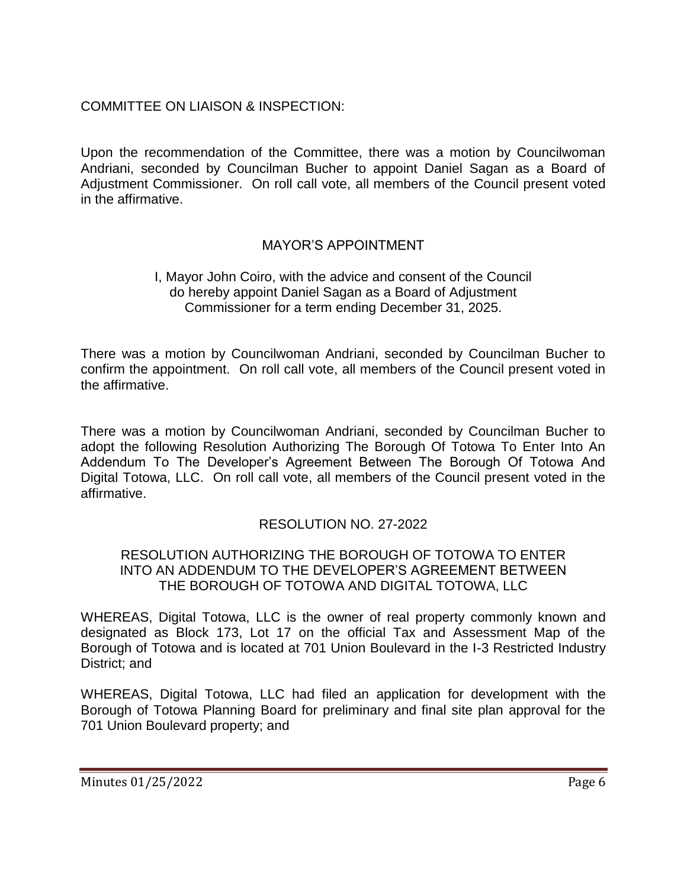COMMITTEE ON LIAISON & INSPECTION:

Upon the recommendation of the Committee, there was a motion by Councilwoman Andriani, seconded by Councilman Bucher to appoint Daniel Sagan as a Board of Adjustment Commissioner. On roll call vote, all members of the Council present voted in the affirmative.

MAYOR'S APPOINTMENT

I, Mayor John Coiro, with the advice and consent of the Council do hereby appoint Daniel Sagan as a Board of Adjustment Commissioner for a term ending December 31, 2025.

There was a motion by Councilwoman Andriani, seconded by Councilman Bucher to confirm the appointment. On roll call vote, all members of the Council present voted in the affirmative.

There was a motion by Councilwoman Andriani, seconded by Councilman Bucher to adopt the following Resolution Authorizing The Borough Of Totowa To Enter Into An Addendum To The Developer's Agreement Between The Borough Of Totowa And Digital Totowa, LLC. On roll call vote, all members of the Council present voted in the affirmative.

RESOLUTION NO. 27-2022

RESOLUTION AUTHORIZING THE BOROUGH OF TOTOWA TO ENTER INTO AN ADDENDUM TO THE DEVELOPER'S AGREEMENT BETWEEN THE BOROUGH OF TOTOWA AND DIGITAL TOTOWA, LLC

WHEREAS, Digital Totowa, LLC is the owner of real property commonly known and designated as Block 173, Lot 17 on the official Tax and Assessment Map of the Borough of Totowa and is located at 701 Union Boulevard in the I-3 Restricted Industry District; and

WHEREAS, Digital Totowa, LLC had filed an application for development with the Borough of Totowa Planning Board for preliminary and final site plan approval for the 701 Union Boulevard property; and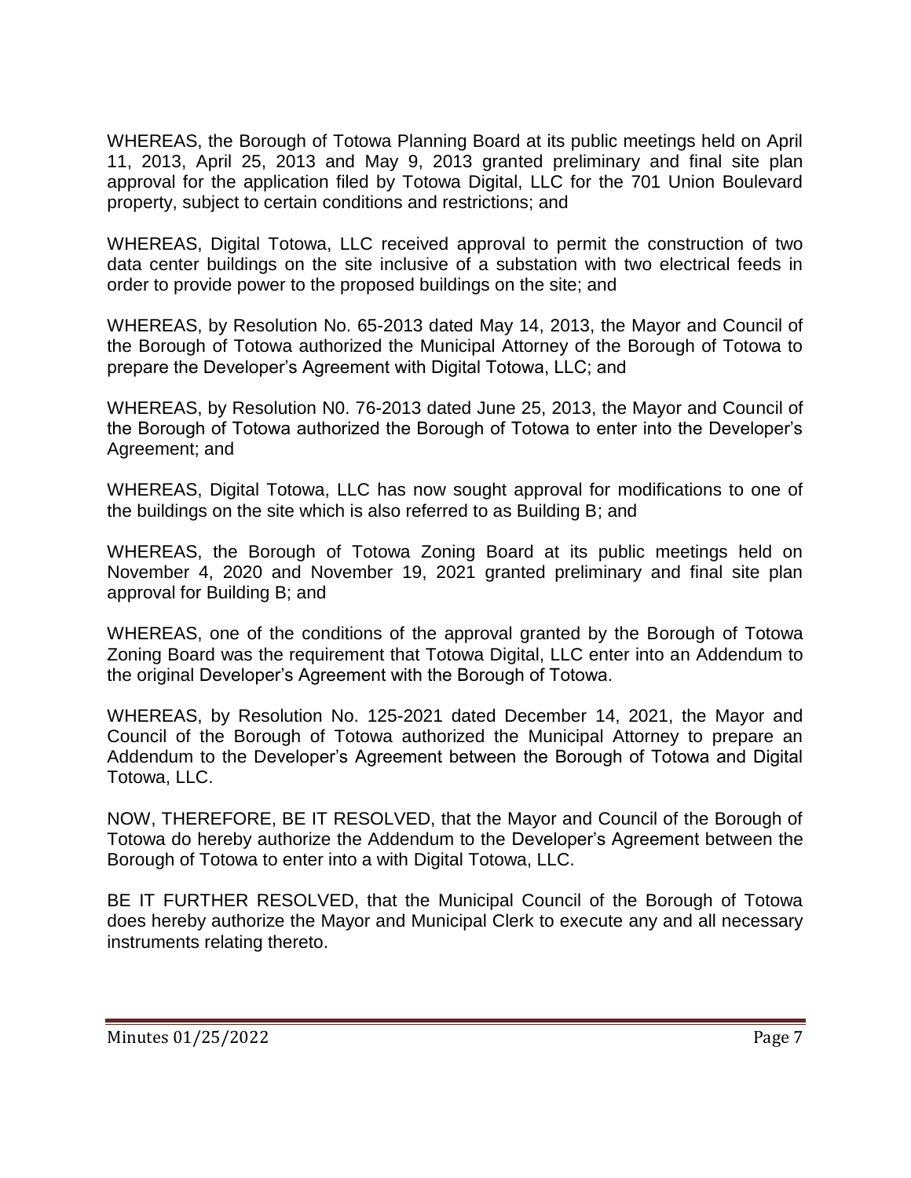WHEREAS, the Borough of Totowa Planning Board at its public meetings held on April 11, 2013, April 25, 2013 and May 9, 2013 granted preliminary and final site plan approval for the application filed by Totowa Digital, LLC for the 701 Union Boulevard property, subject to certain conditions and restrictions; and

WHEREAS, Digital Totowa, LLC received approval to permit the construction of two data center buildings on the site inclusive of a substation with two electrical feeds in order to provide power to the proposed buildings on the site; and

WHEREAS, by Resolution No. 65-2013 dated May 14, 2013, the Mayor and Council of the Borough of Totowa authorized the Municipal Attorney of the Borough of Totowa to prepare the Developer's Agreement with Digital Totowa, LLC; and

WHEREAS, by Resolution N0. 76-2013 dated June 25, 2013, the Mayor and Council of the Borough of Totowa authorized the Borough of Totowa to enter into the Developer's Agreement; and

WHEREAS, Digital Totowa, LLC has now sought approval for modifications to one of the buildings on the site which is also referred to as Building B; and

WHEREAS, the Borough of Totowa Zoning Board at its public meetings held on November 4, 2020 and November 19, 2021 granted preliminary and final site plan approval for Building B; and

WHEREAS, one of the conditions of the approval granted by the Borough of Totowa Zoning Board was the requirement that Totowa Digital, LLC enter into an Addendum to the original Developer's Agreement with the Borough of Totowa.

WHEREAS, by Resolution No. 125-2021 dated December 14, 2021, the Mayor and Council of the Borough of Totowa authorized the Municipal Attorney to prepare an Addendum to the Developer's Agreement between the Borough of Totowa and Digital Totowa, LLC.

NOW, THEREFORE, BE IT RESOLVED, that the Mayor and Council of the Borough of Totowa do hereby authorize the Addendum to the Developer's Agreement between the Borough of Totowa to enter into a with Digital Totowa, LLC.

BE IT FURTHER RESOLVED, that the Municipal Council of the Borough of Totowa does hereby authorize the Mayor and Municipal Clerk to execute any and all necessary instruments relating thereto.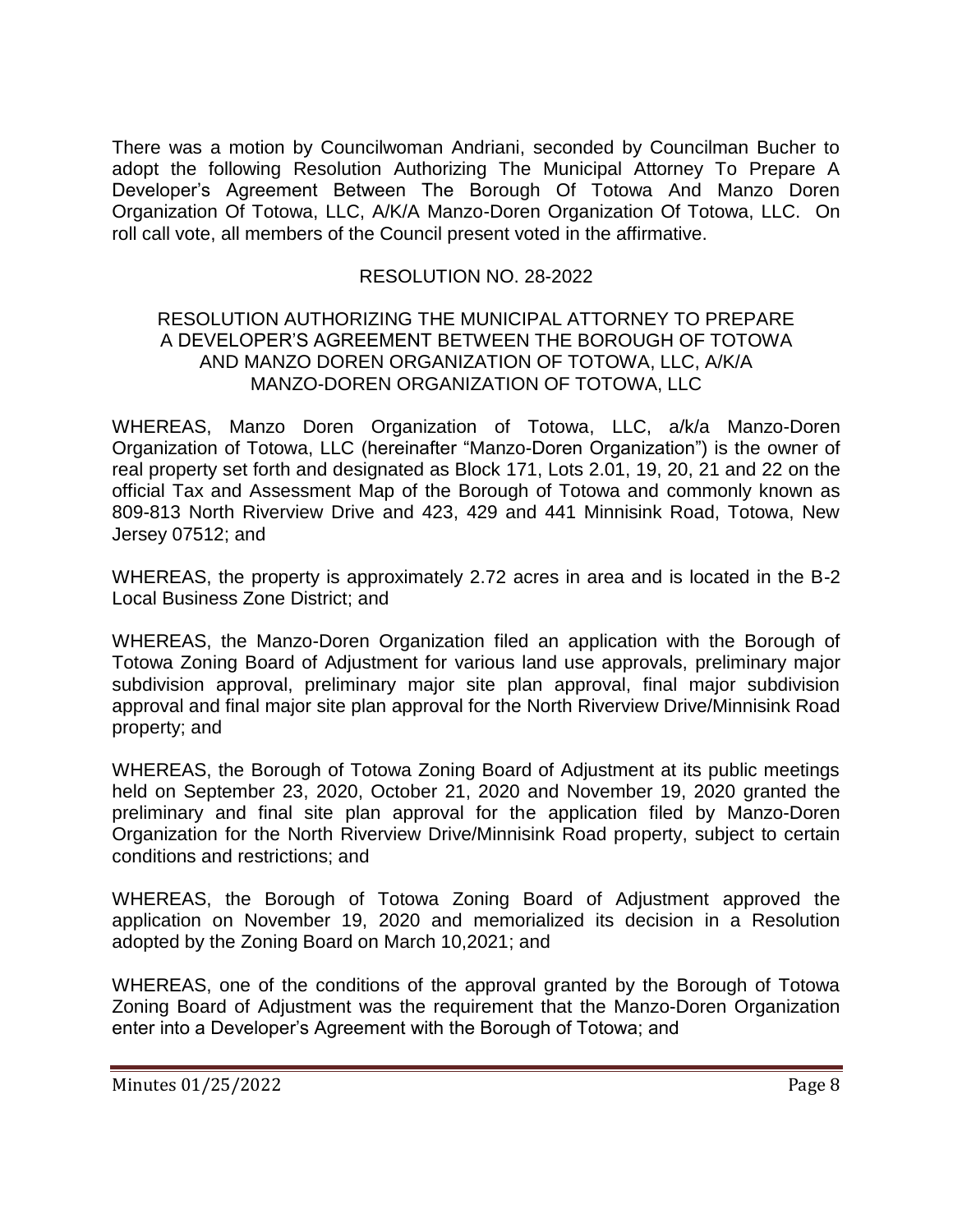There was a motion by Councilwoman Andriani, seconded by Councilman Bucher to adopt the following Resolution Authorizing The Municipal Attorney To Prepare A Developer's Agreement Between The Borough Of Totowa And Manzo Doren Organization Of Totowa, LLC, A/K/A Manzo-Doren Organization Of Totowa, LLC. On roll call vote, all members of the Council present voted in the affirmative.

RESOLUTION NO. 28-2022

RESOLUTION AUTHORIZING THE MUNICIPAL ATTORNEY TO PREPARE A DEVELOPER'S AGREEMENT BETWEEN THE BOROUGH OF TOTOWA AND MANZO DOREN ORGANIZATION OF TOTOWA, LLC, A/K/A MANZO-DOREN ORGANIZATION OF TOTOWA, LLC

WHEREAS, Manzo Doren Organization of Totowa, LLC, a/k/a Manzo-Doren Organization of Totowa, LLC (hereinafter "Manzo-Doren Organization") is the owner of real property set forth and designated as Block 171, Lots 2.01, 19, 20, 21 and 22 on the official Tax and Assessment Map of the Borough of Totowa and commonly known as 809-813 North Riverview Drive and 423, 429 and 441 Minnisink Road, Totowa, New Jersey 07512; and

WHEREAS, the property is approximately 2.72 acres in area and is located in the B-2 Local Business Zone District; and

WHEREAS, the Manzo-Doren Organization filed an application with the Borough of Totowa Zoning Board of Adjustment for various land use approvals, preliminary major subdivision approval, preliminary major site plan approval, final major subdivision approval and final major site plan approval for the North Riverview Drive/Minnisink Road property; and

WHEREAS, the Borough of Totowa Zoning Board of Adjustment at its public meetings held on September 23, 2020, October 21, 2020 and November 19, 2020 granted the preliminary and final site plan approval for the application filed by Manzo-Doren Organization for the North Riverview Drive/Minnisink Road property, subject to certain conditions and restrictions; and

WHEREAS, the Borough of Totowa Zoning Board of Adjustment approved the application on November 19, 2020 and memorialized its decision in a Resolution adopted by the Zoning Board on March 10,2021; and

WHEREAS, one of the conditions of the approval granted by the Borough of Totowa Zoning Board of Adjustment was the requirement that the Manzo-Doren Organization enter into a Developer's Agreement with the Borough of Totowa; and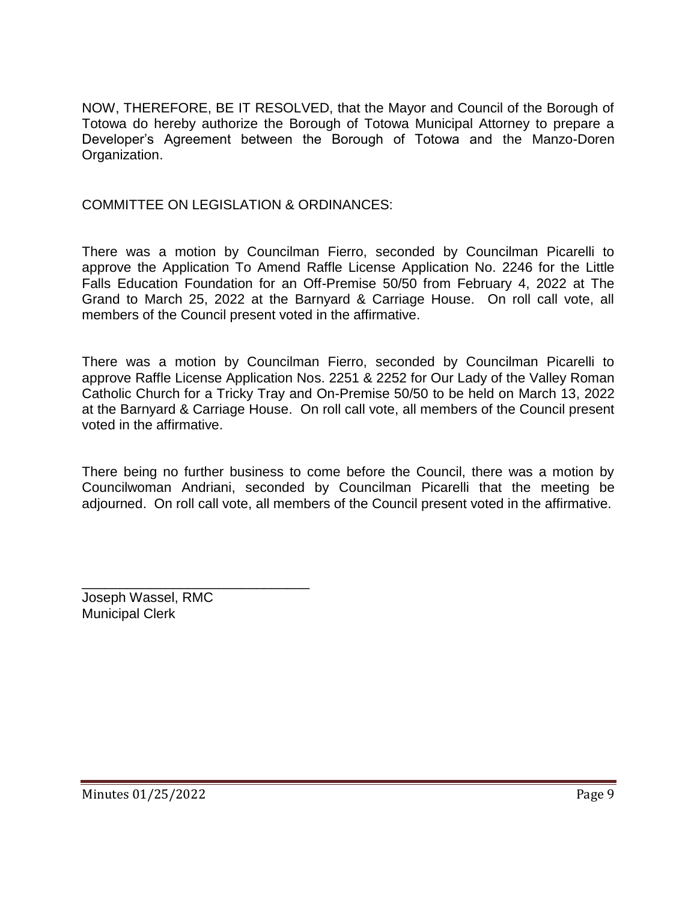NOW, THEREFORE, BE IT RESOLVED, that the Mayor and Council of the Borough of Totowa do hereby authorize the Borough of Totowa Municipal Attorney to prepare a Developer's Agreement between the Borough of Totowa and the Manzo-Doren Organization.

COMMITTEE ON LEGISLATION & ORDINANCES:

There was a motion by Councilman Fierro, seconded by Councilman Picarelli to approve the Application To Amend Raffle License Application No. 2246 for the Little Falls Education Foundation for an Off-Premise 50/50 from February 4, 2022 at The Grand to March 25, 2022 at the Barnyard & Carriage House. On roll call vote, all members of the Council present voted in the affirmative.

There was a motion by Councilman Fierro, seconded by Councilman Picarelli to approve Raffle License Application Nos. 2251 & 2252 for Our Lady of the Valley Roman Catholic Church for a Tricky Tray and On-Premise 50/50 to be held on March 13, 2022 at the Barnyard & Carriage House. On roll call vote, all members of the Council present voted in the affirmative.

There being no further business to come before the Council, there was a motion by Councilwoman Andriani, seconded by Councilman Picarelli that the meeting be adjourned. On roll call vote, all members of the Council present voted in the affirmative.

\_\_\_\_\_\_\_\_\_\_\_\_\_\_\_\_\_\_\_\_\_\_\_\_\_\_\_\_\_\_\_

Joseph Wassel, RMC
Municipal Clerk